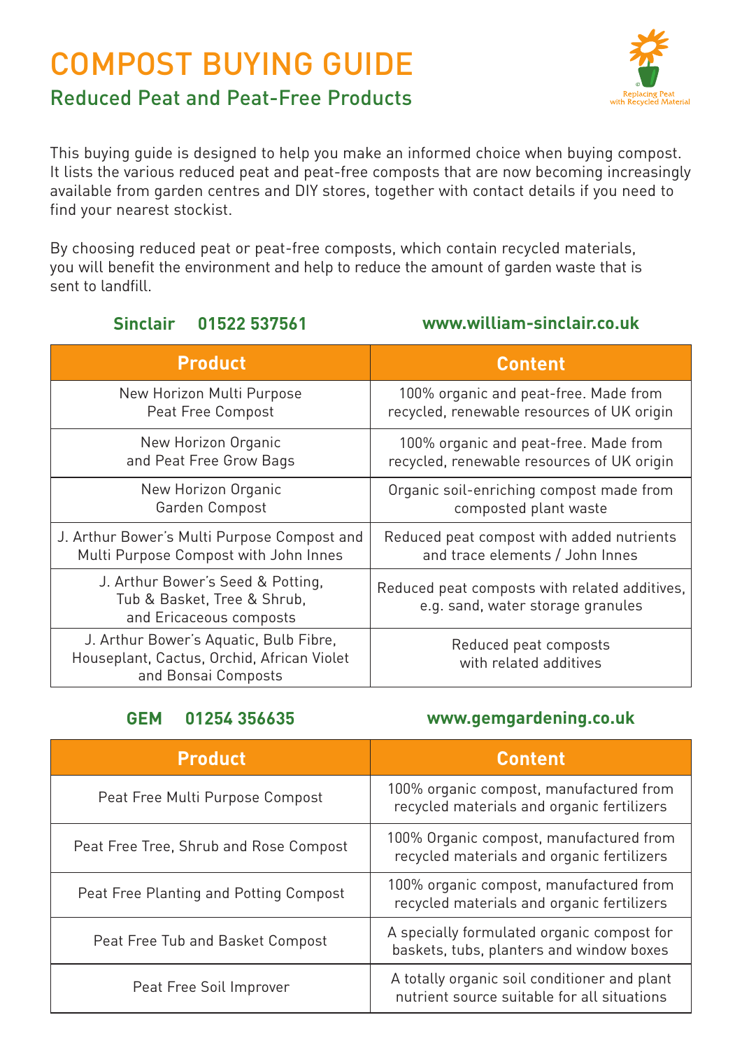# COMPOST BUYING GUIDE

## Reduced Peat and Peat-Free Products

Replacing Peat with Recycled Material

This buying guide is designed to help you make an informed choice when buying compost. It lists the various reduced peat and peat-free composts that are now becoming increasingly available from garden centres and DIY stores, together with contact details if you need to find your nearest stockist.

By choosing reduced peat or peat-free composts, which contain recycled materials, you will benefit the environment and help to reduce the amount of garden waste that is sent to landfill.

**Sinclair 01522 537561** **www.william-sinclair.co.uk**

| Product | Content |
| --- | --- |
| New Horizon Multi Purpose Peat Free Compost | 100% organic and peat-free. Made from recycled, renewable resources of UK origin |
| New Horizon Organic and Peat Free Grow Bags | 100% organic and peat-free. Made from recycled, renewable resources of UK origin |
| New Horizon Organic Garden Compost | Organic soil-enriching compost made from composted plant waste |
| J. Arthur Bower's Multi Purpose Compost and Multi Purpose Compost with John Innes | Reduced peat compost with added nutrients and trace elements / John Innes |
| J. Arthur Bower's Seed & Potting, Tub & Basket, Tree & Shrub, and Ericaceous composts | Reduced peat composts with related additives, e.g. sand, water storage granules |
| J. Arthur Bower's Aquatic, Bulb Fibre, Houseplant, Cactus, Orchid, African Violet and Bonsai Composts | Reduced peat composts with related additives |

**GEM 01254 356635** **www.gemgardening.co.uk**

| Product | Content |
| --- | --- |
| Peat Free Multi Purpose Compost | 100% organic compost, manufactured from recycled materials and organic fertilizers |
| Peat Free Tree, Shrub and Rose Compost | 100% Organic compost, manufactured from recycled materials and organic fertilizers |
| Peat Free Planting and Potting Compost | 100% organic compost, manufactured from recycled materials and organic fertilizers |
| Peat Free Tub and Basket Compost | A specially formulated organic compost for baskets, tubs, planters and window boxes |
| Peat Free Soil Improver | A totally organic soil conditioner and plant nutrient source suitable for all situations |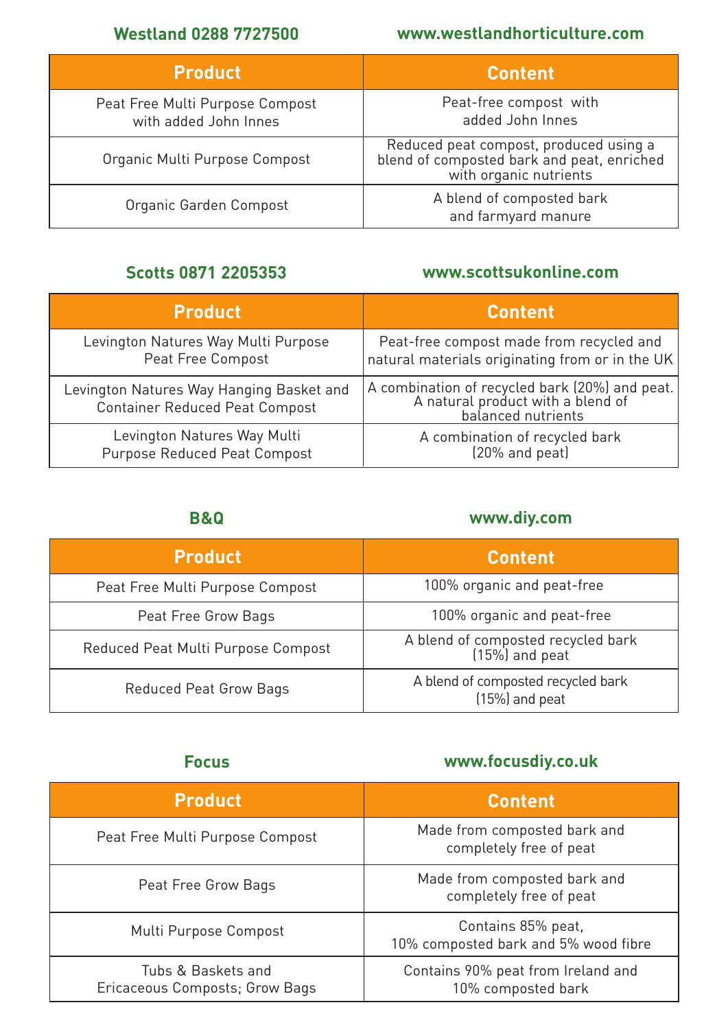**Westland 0288 7727500** **www.westlandhorticulture.com**

| Product | Content |
| --- | --- |
| Peat Free Multi Purpose Compost with added John Innes | Peat-free compost with added John Innes |
| Organic Multi Purpose Compost | Reduced peat compost, produced using a blend of composted bark and peat, enriched with organic nutrients |
| Organic Garden Compost | A blend of composted bark and farmyard manure |

**Scotts 0871 2205353** **www.scottsukonline.com**

| Product | Content |
| --- | --- |
| Levington Natures Way Multi Purpose Peat Free Compost | Peat-free compost made from recycled and natural materials originating from or in the UK |
| Levington Natures Way Hanging Basket and Container Reduced Peat Compost | A combination of recycled bark (20%) and peat. A natural product with a blend of balanced nutrients |
| Levington Natures Way Multi Purpose Reduced Peat Compost | A combination of recycled bark (20% and peat) |

**B&Q** **www.diy.com**

| Product | Content |
| --- | --- |
| Peat Free Multi Purpose Compost | 100% organic and peat-free |
| Peat Free Grow Bags | 100% organic and peat-free |
| Reduced Peat Multi Purpose Compost | A blend of composted recycled bark (15%) and peat |
| Reduced Peat Grow Bags | A blend of composted recycled bark (15%) and peat |

**Focus** **www.focusdiy.co.uk**

| Product | Content |
| --- | --- |
| Peat Free Multi Purpose Compost | Made from composted bark and completely free of peat |
| Peat Free Grow Bags | Made from composted bark and completely free of peat |
| Multi Purpose Compost | Contains 85% peat, 10% composted bark and 5% wood fibre |
| Tubs & Baskets and Ericaceous Composts; Grow Bags | Contains 90% peat from Ireland and 10% composted bark |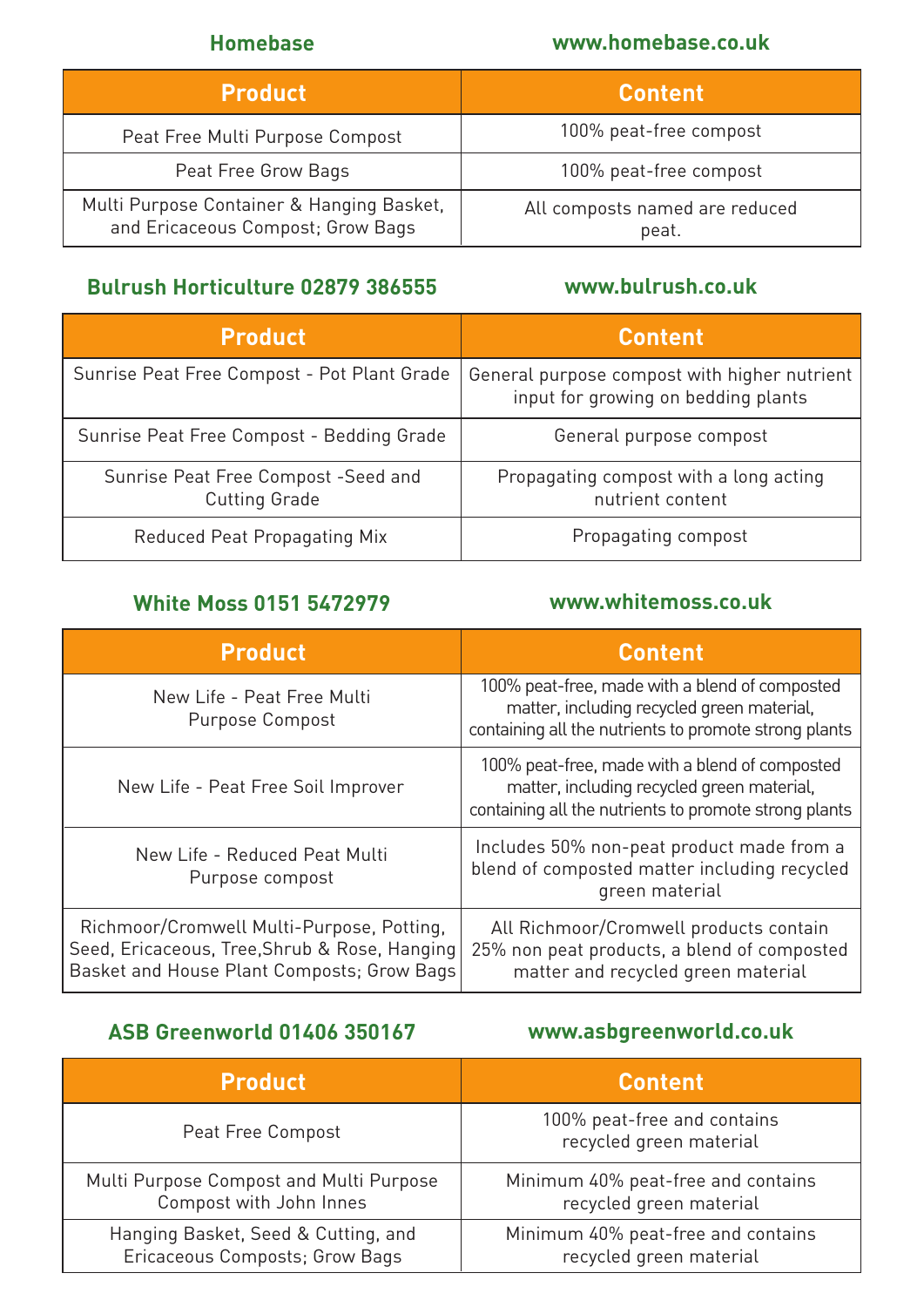**Homebase** — **www.homebase.co.uk**

| Product | Content |
| --- | --- |
| Peat Free Multi Purpose Compost | 100% peat-free compost |
| Peat Free Grow Bags | 100% peat-free compost |
| Multi Purpose Container & Hanging Basket, and Ericaceous Compost; Grow Bags | All composts named are reduced peat. |

**Bulrush Horticulture 02879 386555** — **www.bulrush.co.uk**

| Product | Content |
| --- | --- |
| Sunrise Peat Free Compost - Pot Plant Grade | General purpose compost with higher nutrient input for growing on bedding plants |
| Sunrise Peat Free Compost - Bedding Grade | General purpose compost |
| Sunrise Peat Free Compost -Seed and Cutting Grade | Propagating compost with a long acting nutrient content |
| Reduced Peat Propagating Mix | Propagating compost |

**White Moss 0151 5472979** — **www.whitemoss.co.uk**

| Product | Content |
| --- | --- |
| New Life - Peat Free Multi Purpose Compost | 100% peat-free, made with a blend of composted matter, including recycled green material, containing all the nutrients to promote strong plants |
| New Life - Peat Free Soil Improver | 100% peat-free, made with a blend of composted matter, including recycled green material, containing all the nutrients to promote strong plants |
| New Life - Reduced Peat Multi Purpose compost | Includes 50% non-peat product made from a blend of composted matter including recycled green material |
| Richmoor/Cromwell Multi-Purpose, Potting, Seed, Ericaceous, Tree,Shrub & Rose, Hanging Basket and House Plant Composts; Grow Bags | All Richmoor/Cromwell products contain 25% non peat products, a blend of composted matter and recycled green material |

**ASB Greenworld 01406 350167** — **www.asbgreenworld.co.uk**

| Product | Content |
| --- | --- |
| Peat Free Compost | 100% peat-free and contains recycled green material |
| Multi Purpose Compost and Multi Purpose Compost with John Innes | Minimum 40% peat-free and contains recycled green material |
| Hanging Basket, Seed & Cutting, and Ericaceous Composts; Grow Bags | Minimum 40% peat-free and contains recycled green material |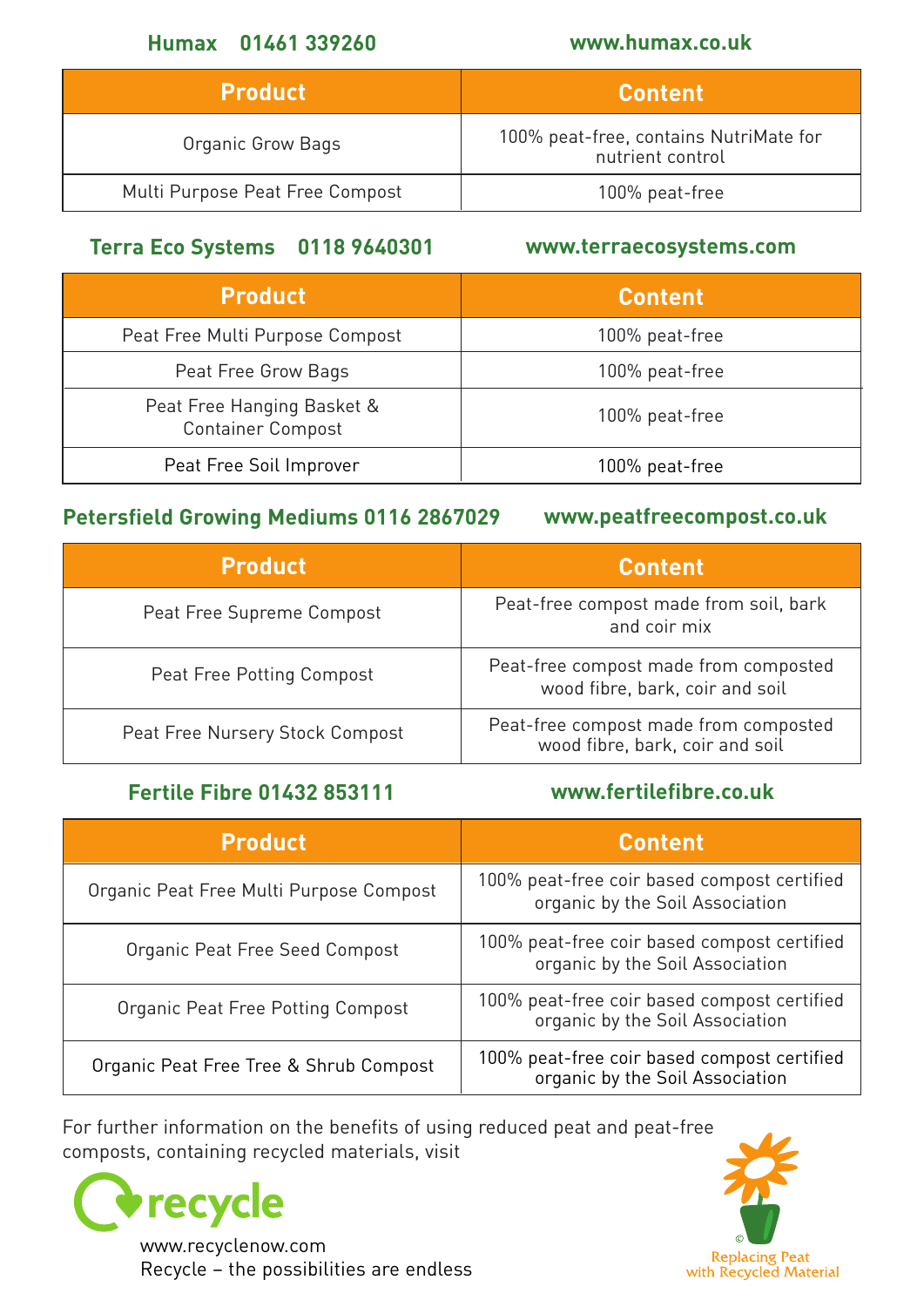**Humax 01461 339260** **www.humax.co.uk**

| Product | Content |
|---|---|
| Organic Grow Bags | 100% peat-free, contains NutriMate for nutrient control |
| Multi Purpose Peat Free Compost | 100% peat-free |

**Terra Eco Systems 0118 9640301** **www.terraecosystems.com**

| Product | Content |
|---|---|
| Peat Free Multi Purpose Compost | 100% peat-free |
| Peat Free Grow Bags | 100% peat-free |
| Peat Free Hanging Basket & Container Compost | 100% peat-free |
| Peat Free Soil Improver | 100% peat-free |

**Petersfield Growing Mediums 0116 2867029** **www.peatfreecompost.co.uk**

| Product | Content |
|---|---|
| Peat Free Supreme Compost | Peat-free compost made from soil, bark and coir mix |
| Peat Free Potting Compost | Peat-free compost made from composted wood fibre, bark, coir and soil |
| Peat Free Nursery Stock Compost | Peat-free compost made from composted wood fibre, bark, coir and soil |

**Fertile Fibre 01432 853111** **www.fertilefibre.co.uk**

| Product | Content |
|---|---|
| Organic Peat Free Multi Purpose Compost | 100% peat-free coir based compost certified organic by the Soil Association |
| Organic Peat Free Seed Compost | 100% peat-free coir based compost certified organic by the Soil Association |
| Organic Peat Free Potting Compost | 100% peat-free coir based compost certified organic by the Soil Association |
| Organic Peat Free Tree & Shrub Compost | 100% peat-free coir based compost certified organic by the Soil Association |

For further information on the benefits of using reduced peat and peat-free composts, containing recycled materials, visit

recycle

www.recyclenow.com
Recycle – the possibilities are endless

© Replacing Peat with Recycled Material